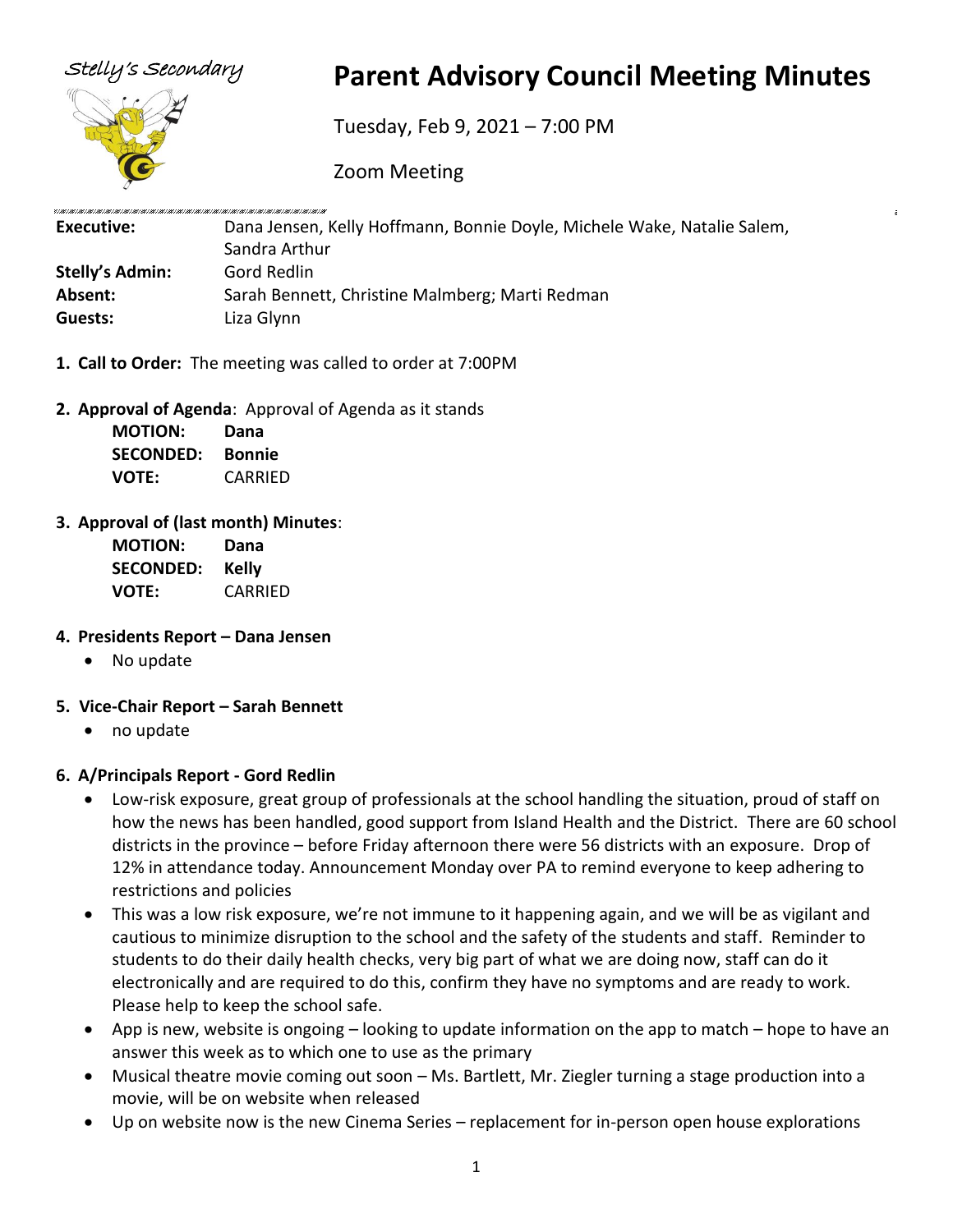Stelly's Secondary

# Parent Advisory Council Meeting Minutes

Tuesday, Feb 9, 2021 – 7:00 PM

Zoom Meeting

| | |
|---|---|
| **Executive:** | Dana Jensen, Kelly Hoffmann, Bonnie Doyle, Michele Wake, Natalie Salem, Sandra Arthur |
| **Stelly's Admin:** | Gord Redlin |
| **Absent:** | Sarah Bennett, Christine Malmberg; Marti Redman |
| **Guests:** | Liza Glynn |

1. **Call to Order:** The meeting was called to order at 7:00PM

2. **Approval of Agenda**: Approval of Agenda as it stands

   **MOTION:** **Dana**
   **SECONDED:** **Bonnie**
   **VOTE:** CARRIED

3. **Approval of (last month) Minutes**:

   **MOTION:** **Dana**
   **SECONDED:** **Kelly**
   **VOTE:** CARRIED

4. **Presidents Report – Dana Jensen**
   - No update

5. **Vice-Chair Report – Sarah Bennett**
   - no update

6. **A/Principals Report - Gord Redlin**
   - Low-risk exposure, great group of professionals at the school handling the situation, proud of staff on how the news has been handled, good support from Island Health and the District. There are 60 school districts in the province – before Friday afternoon there were 56 districts with an exposure. Drop of 12% in attendance today. Announcement Monday over PA to remind everyone to keep adhering to restrictions and policies
   - This was a low risk exposure, we're not immune to it happening again, and we will be as vigilant and cautious to minimize disruption to the school and the safety of the students and staff. Reminder to students to do their daily health checks, very big part of what we are doing now, staff can do it electronically and are required to do this, confirm they have no symptoms and are ready to work. Please help to keep the school safe.
   - App is new, website is ongoing – looking to update information on the app to match – hope to have an answer this week as to which one to use as the primary
   - Musical theatre movie coming out soon – Ms. Bartlett, Mr. Ziegler turning a stage production into a movie, will be on website when released
   - Up on website now is the new Cinema Series – replacement for in-person open house explorations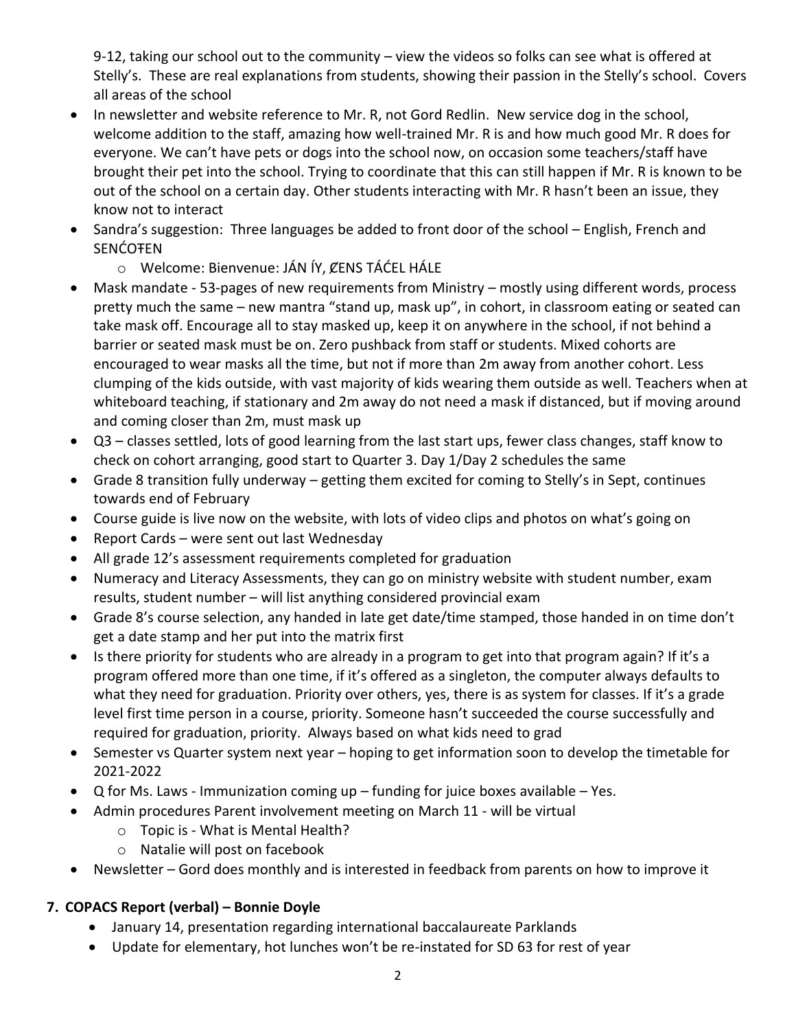9-12, taking our school out to the community – view the videos so folks can see what is offered at Stelly's. These are real explanations from students, showing their passion in the Stelly's school. Covers all areas of the school

- In newsletter and website reference to Mr. R, not Gord Redlin. New service dog in the school, welcome addition to the staff, amazing how well-trained Mr. R is and how much good Mr. R does for everyone. We can't have pets or dogs into the school now, on occasion some teachers/staff have brought their pet into the school. Trying to coordinate that this can still happen if Mr. R is known to be out of the school on a certain day. Other students interacting with Mr. R hasn't been an issue, they know not to interact
- Sandra's suggestion: Three languages be added to front door of the school – English, French and SENĆOŦEN
    - Welcome: Bienvenue: JÁN ÍY, ȻENS TÁĆEL HÁLE
- Mask mandate - 53-pages of new requirements from Ministry – mostly using different words, process pretty much the same – new mantra "stand up, mask up", in cohort, in classroom eating or seated can take mask off. Encourage all to stay masked up, keep it on anywhere in the school, if not behind a barrier or seated mask must be on. Zero pushback from staff or students. Mixed cohorts are encouraged to wear masks all the time, but not if more than 2m away from another cohort. Less clumping of the kids outside, with vast majority of kids wearing them outside as well. Teachers when at whiteboard teaching, if stationary and 2m away do not need a mask if distanced, but if moving around and coming closer than 2m, must mask up
- Q3 – classes settled, lots of good learning from the last start ups, fewer class changes, staff know to check on cohort arranging, good start to Quarter 3. Day 1/Day 2 schedules the same
- Grade 8 transition fully underway – getting them excited for coming to Stelly's in Sept, continues towards end of February
- Course guide is live now on the website, with lots of video clips and photos on what's going on
- Report Cards – were sent out last Wednesday
- All grade 12's assessment requirements completed for graduation
- Numeracy and Literacy Assessments, they can go on ministry website with student number, exam results, student number – will list anything considered provincial exam
- Grade 8's course selection, any handed in late get date/time stamped, those handed in on time don't get a date stamp and her put into the matrix first
- Is there priority for students who are already in a program to get into that program again? If it's a program offered more than one time, if it's offered as a singleton, the computer always defaults to what they need for graduation. Priority over others, yes, there is as system for classes. If it's a grade level first time person in a course, priority. Someone hasn't succeeded the course successfully and required for graduation, priority. Always based on what kids need to grad
- Semester vs Quarter system next year – hoping to get information soon to develop the timetable for 2021-2022
- Q for Ms. Laws - Immunization coming up – funding for juice boxes available – Yes.
- Admin procedures Parent involvement meeting on March 11 - will be virtual
    - Topic is - What is Mental Health?
    - Natalie will post on facebook
- Newsletter – Gord does monthly and is interested in feedback from parents on how to improve it

## 7. COPACS Report (verbal) – Bonnie Doyle

- January 14, presentation regarding international baccalaureate Parklands
- Update for elementary, hot lunches won't be re-instated for SD 63 for rest of year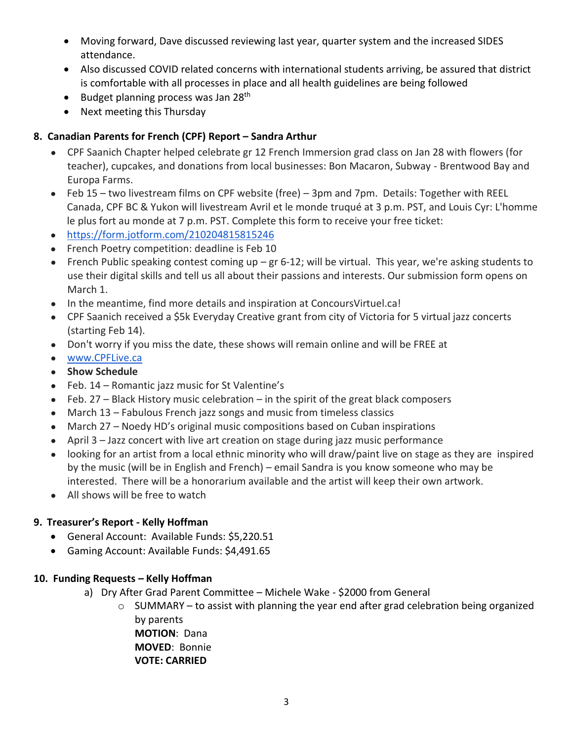- Moving forward, Dave discussed reviewing last year, quarter system and the increased SIDES attendance.
- Also discussed COVID related concerns with international students arriving, be assured that district is comfortable with all processes in place and all health guidelines are being followed
- Budget planning process was Jan 28th
- Next meeting this Thursday

**8. Canadian Parents for French (CPF) Report – Sandra Arthur**

- CPF Saanich Chapter helped celebrate gr 12 French Immersion grad class on Jan 28 with flowers (for teacher), cupcakes, and donations from local businesses: Bon Macaron, Subway - Brentwood Bay and Europa Farms.
- Feb 15 – two livestream films on CPF website (free) – 3pm and 7pm. Details: Together with REEL Canada, CPF BC & Yukon will livestream Avril et le monde truqué at 3 p.m. PST, and Louis Cyr: L'homme le plus fort au monde at 7 p.m. PST. Complete this form to receive your free ticket:
- https://form.jotform.com/210204815815246
- French Poetry competition: deadline is Feb 10
- French Public speaking contest coming up – gr 6-12; will be virtual. This year, we're asking students to use their digital skills and tell us all about their passions and interests. Our submission form opens on March 1.
- In the meantime, find more details and inspiration at ConcoursVirtuel.ca!
- CPF Saanich received a $5k Everyday Creative grant from city of Victoria for 5 virtual jazz concerts (starting Feb 14).
- Don't worry if you miss the date, these shows will remain online and will be FREE at
- www.CPFLive.ca
- **Show Schedule**
- Feb. 14 – Romantic jazz music for St Valentine's
- Feb. 27 – Black History music celebration – in the spirit of the great black composers
- March 13 – Fabulous French jazz songs and music from timeless classics
- March 27 – Noedy HD's original music compositions based on Cuban inspirations
- April 3 – Jazz concert with live art creation on stage during jazz music performance
- looking for an artist from a local ethnic minority who will draw/paint live on stage as they are inspired by the music (will be in English and French) – email Sandra is you know someone who may be interested. There will be a honorarium available and the artist will keep their own artwork.
- All shows will be free to watch

**9. Treasurer's Report - Kelly Hoffman**

- General Account: Available Funds: $5,220.51
- Gaming Account: Available Funds: $4,491.65

**10. Funding Requests – Kelly Hoffman**

a) Dry After Grad Parent Committee – Michele Wake - $2000 from General
   - SUMMARY – to assist with planning the year end after grad celebration being organized by parents
     **MOTION**: Dana
     **MOVED**: Bonnie
     **VOTE: CARRIED**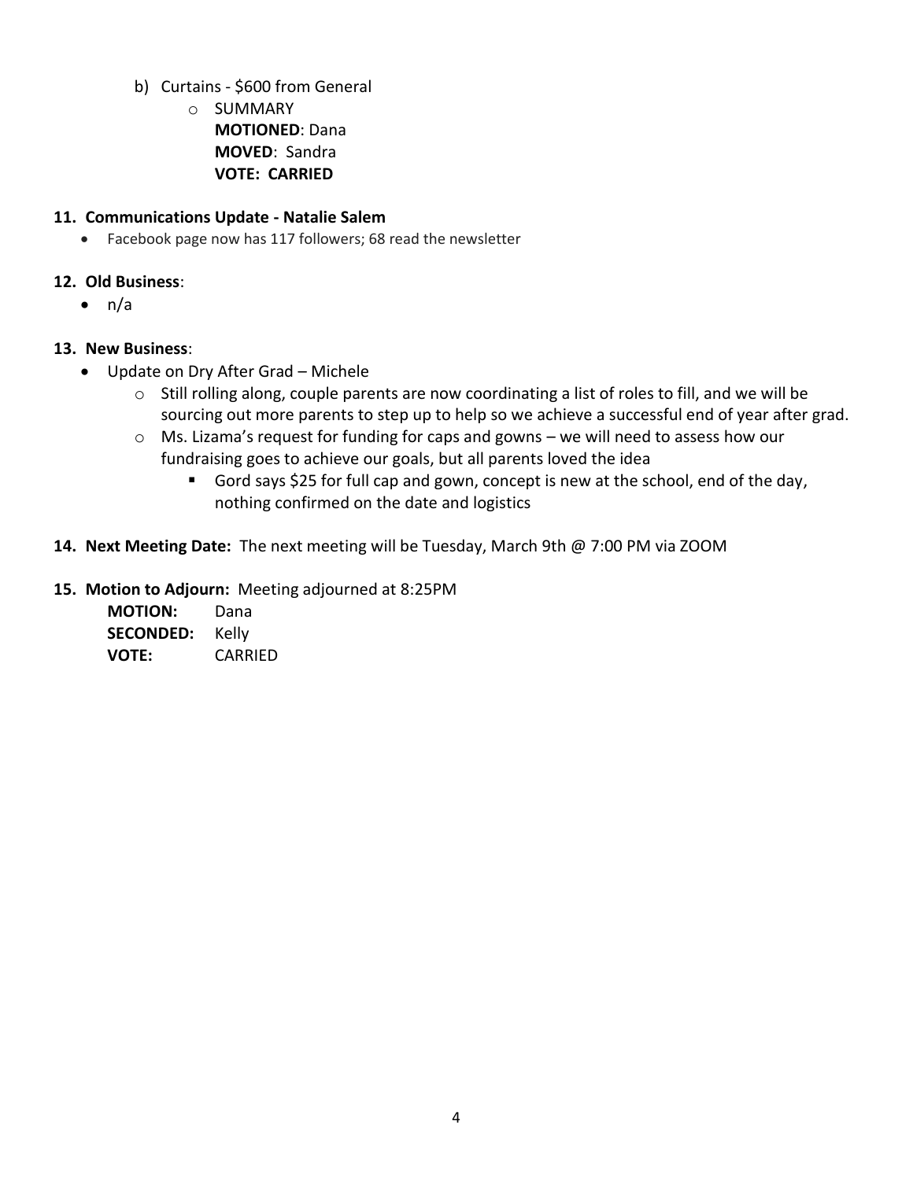b) Curtains - $600 from General
   - SUMMARY
     **MOTIONED**: Dana
     **MOVED**: Sandra
     **VOTE: CARRIED**

**11. Communications Update - Natalie Salem**

- Facebook page now has 117 followers; 68 read the newsletter

**12. Old Business**:

- n/a

**13. New Business**:

- Update on Dry After Grad – Michele
  - Still rolling along, couple parents are now coordinating a list of roles to fill, and we will be sourcing out more parents to step up to help so we achieve a successful end of year after grad.
  - Ms. Lizama's request for funding for caps and gowns – we will need to assess how our fundraising goes to achieve our goals, but all parents loved the idea
    - Gord says $25 for full cap and gown, concept is new at the school, end of the day, nothing confirmed on the date and logistics

**14. Next Meeting Date:** The next meeting will be Tuesday, March 9th @ 7:00 PM via ZOOM

**15. Motion to Adjourn:** Meeting adjourned at 8:25PM

**MOTION:** Dana
**SECONDED:** Kelly
**VOTE:** CARRIED